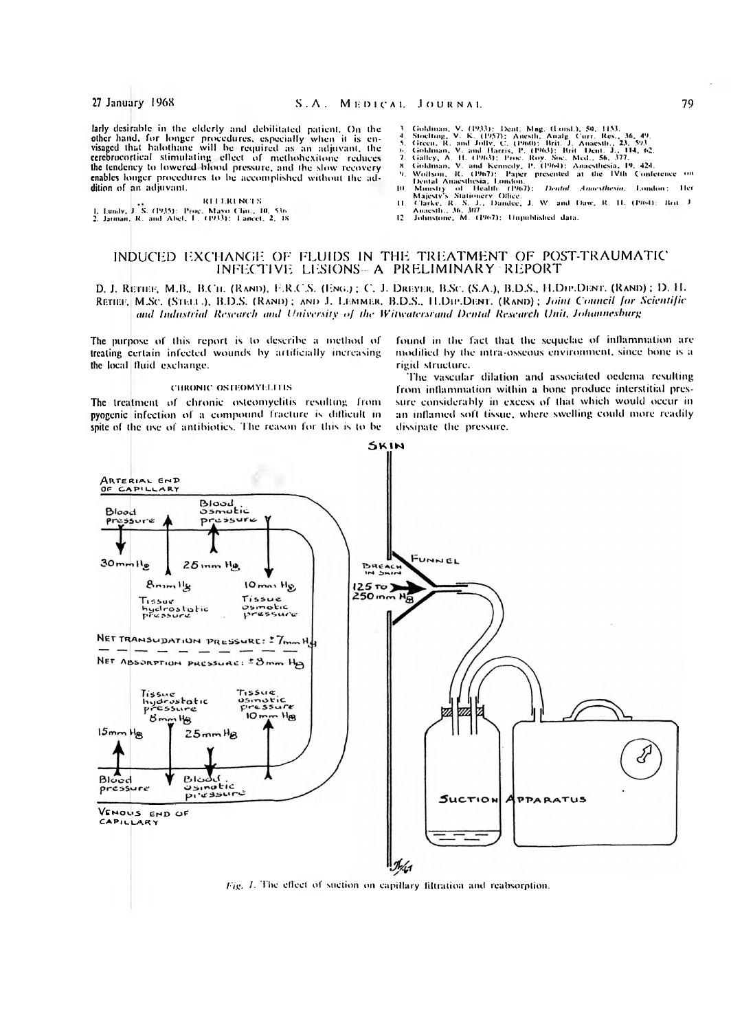larly desirable in the elderly and debilitated patient. On the other hand, for longer procedures, especially when it is envisaged that halothane will be required as an adjuvant, the cerebrocortical stimulating effect of methohexitone reduces the tendency to lowered blood pressure, and the slow recovery enables longer procedures to be accomplished without the addition of an adjuvant.

REFERENCES

1. Lundy, J. S. (1935): Proc. Mayo Clin., 10, 536.
2. Jarman, R. and Abel, I. (1933): Lancet, 2, 18.
3. Goldman, V. (1933): Dent. Mag. (Lond.), 50, 1153.
4. Stoelting, V. K. (1957): Anesth. Analg. Curr. Res., 36, 49.
5. Green, R. and Jolly, C. (1960): Brit. J. Anaesth., 23, 593.
6. Goldman, V. and Harris, P. (1963): Brit. Dent. J., 114, 62.
7. Galley, A. H. (1963): Proc. Roy. Soc. Med., 56, 377.
8. Goldman, V. and Kennedy, P. (1964): Anaesthesia, 19, 424.
9. Wolfson, R. (1967): Paper presented at the IVth Conference on Dental Anaesthesia, London.
10. Ministry of Health (1967): *Dental Anaesthesia*. London: Her Majesty's Stationery Office.
11. Clarke, R. S. J., Dundee, J. W. and Daw, R. H. (1964): Brit. J. Anaesth., 36, 307.
12. Johnstone, M. (1967): Unpublished data.

# INDUCED EXCHANGE OF FLUIDS IN THE TREATMENT OF POST-TRAUMATIC INFECTIVE LESIONS—A PRELIMINARY REPORT

D. J. Retief, M.B., B.Ch. (Rand), F.R.C.S. (Eng.); C. J. Dreyer, B.Sc. (S.A.), B.D.S., H.Dip.Dent. (Rand); D. H. Retief, M.Sc. (Stell.), B.D.S. (Rand); and J. Lemmer, B.D.S., H.Dip.Dent. (Rand); *Joint Council for Scientific and Industrial Research and University of the Witwatersrand Dental Research Unit, Johannesburg*

The purpose of this report is to describe a method of treating certain infected wounds by artificially increasing the local fluid exchange.

## CHRONIC OSTEOMYELITIS

The treatment of chronic osteomyelitis resulting from pyogenic infection of a compound fracture is difficult in spite of the use of antibiotics. The reason for this is to be found in the fact that the sequelae of inflammation are modified by the intra-osseous environment, since bone is a rigid structure.

The vascular dilation and associated oedema resulting from inflammation within a bone produce interstitial pressure considerably in excess of that which would occur in an inflamed soft tissue, where swelling could more readily dissipate the pressure.

*Fig. 1.* The effect of suction on capillary filtration and reabsorption.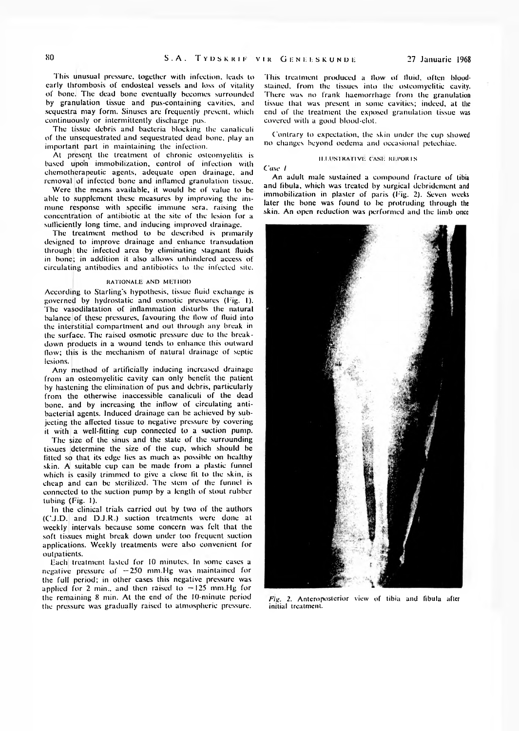This unusual pressure, together with infection, leads to early thrombosis of endosteal vessels and loss of vitality of bone. The dead bone eventually becomes surrounded by granulation tissue and pus-containing cavities, and sequestra may form. Sinuses are frequently present, which continuously or intermittently discharge pus.

The tissue debris and bacteria blocking the canaliculi of the unsequestrated and sequestrated dead bone, play an important part in maintaining the infection.

At present the treatment of chronic osteomyelitis is based upon immobilization, control of infection with chemotherapeutic agents, adequate open drainage, and removal of infected bone and inflamed granulation tissue.

Were the means available, it would be of value to be able to supplement these measures by improving the immune response with specific immune sera, raising the concentration of antibiotic at the site of the lesion for a sufficiently long time, and inducing improved drainage.

The treatment method to be described is primarily designed to improve drainage and enhance transudation through the infected area by eliminating stagnant fluids in bone; in addition it also allows unhindered access of circulating antibodies and antibiotics to the infected site.

## RATIONALE AND METHOD

According to Starling's hypothesis, tissue fluid exchange is governed by hydrostatic and osmotic pressures (Fig. 1). The vasodilatation of inflammation disturbs the natural balance of these pressures, favouring the flow of fluid into the interstitial compartment and out through any break in the surface. The raised osmotic pressure due to the breakdown products in a wound tends to enhance this outward flow; this is the mechanism of natural drainage of septic lesions.

Any method of artificially inducing increased drainage from an osteomyelitic cavity can only benefit the patient by hastening the elimination of pus and debris, particularly from the otherwise inaccessible canaliculi of the dead bone, and by increasing the inflow of circulating antibacterial agents. Induced drainage can be achieved by subjecting the affected tissue to negative pressure by covering it with a well-fitting cup connected to a suction pump.

The size of the sinus and the state of the surrounding tissues determine the size of the cup, which should be fitted so that its edge lies as much as possible on healthy skin. A suitable cup can be made from a plastic funnel which is easily trimmed to give a close fit to the skin, is cheap and can be sterilized. The stem of the funnel is connected to the suction pump by a length of stout rubber tubing (Fig. 1).

In the clinical trials carried out by two of the authors (C.J.D. and D.J.R.) suction treatments were done at weekly intervals because some concern was felt that the soft tissues might break down under too frequent suction applications. Weekly treatments were also convenient for outpatients.

Each treatment lasted for 10 minutes. In some cases a negative pressure of −250 mm.Hg was maintained for the full period; in other cases this negative pressure was applied for 2 min., and then raised to −125 mm.Hg for the remaining 8 min. At the end of the 10-minute period the pressure was gradually raised to atmospheric pressure. This treatment produced a flow of fluid, often blood-stained, from the tissues into the osteomyelitic cavity. There was no frank haemorrhage from the granulation tissue that was present in some cavities; indeed, at the end of the treatment the exposed granulation tissue was covered with a good blood-clot.

Contrary to expectation, the skin under the cup showed no changes beyond oedema and occasional petechiae.

## ILLUSTRATIVE CASE REPORTS

*Case 1*

An adult male sustained a compound fracture of tibia and fibula, which was treated by surgical debridement and immobilization in plaster of paris (Fig. 2). Seven weeks later the bone was found to be protruding through the skin. An open reduction was performed and the limb once

*Fig. 2.* Anteroposterior view of tibia and fibula after initial treatment.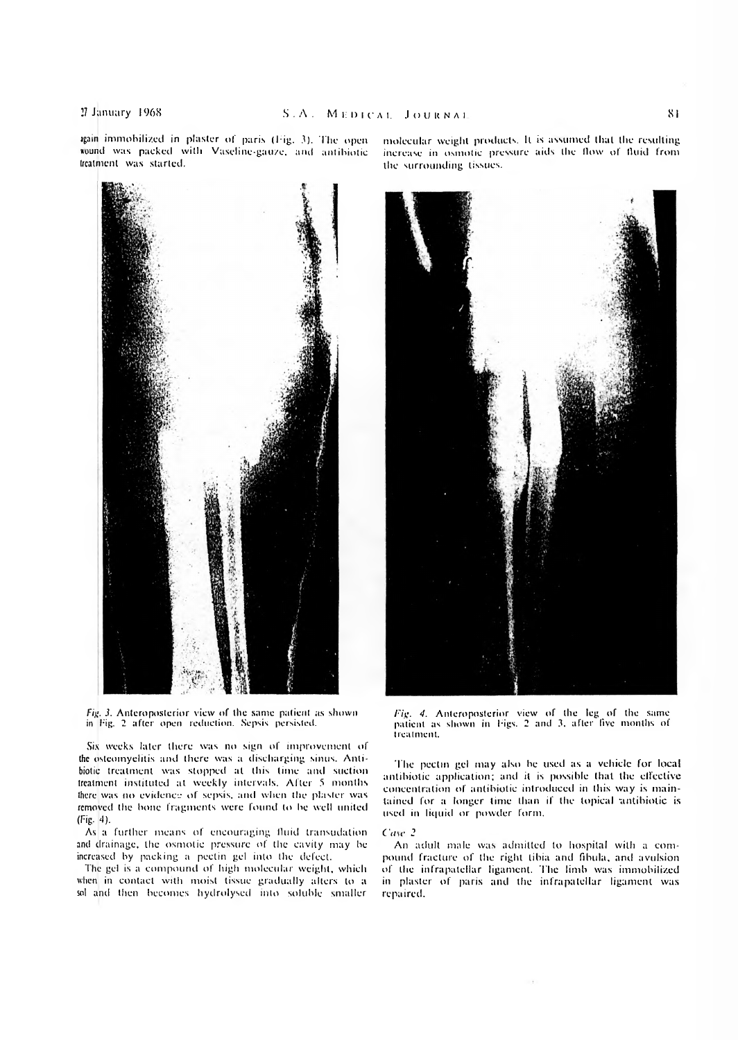again immobilized in plaster of paris (Fig. 3). The open wound was packed with Vaseline-gauze, and antibiotic treatment was started.

*Fig. 3.* Anteroposterior view of the same patient as shown in Fig. 2 after open reduction. Sepsis persisted.

Six weeks later there was no sign of improvement of the osteomyelitis and there was a discharging sinus. Antibiotic treatment was stopped at this time and suction treatment instituted at weekly intervals. After 5 months there was no evidence of sepsis, and when the plaster was removed the bone fragments were found to be well united (Fig. 4).

As a further means of encouraging fluid transudation and drainage, the osmotic pressure of the cavity may be increased by packing a pectin gel into the defect.

The gel is a compound of high molecular weight, which when in contact with moist tissue gradually alters to a sol and then becomes hydrolysed into soluble smaller molecular weight products. It is assumed that the resulting increase in osmotic pressure aids the flow of fluid from the surrounding tissues.

*Fig. 4.* Anteroposterior view of the leg of the same patient as shown in Figs. 2 and 3, after five months of treatment.

The pectin gel may also be used as a vehicle for local antibiotic application; and it is possible that the effective concentration of antibiotic introduced in this way is maintained for a longer time than if the topical antibiotic is used in liquid or powder form.

*Case 2*

An adult male was admitted to hospital with a compound fracture of the right tibia and fibula, and avulsion of the infrapatellar ligament. The limb was immobilized in plaster of paris and the infrapatellar ligament was repaired.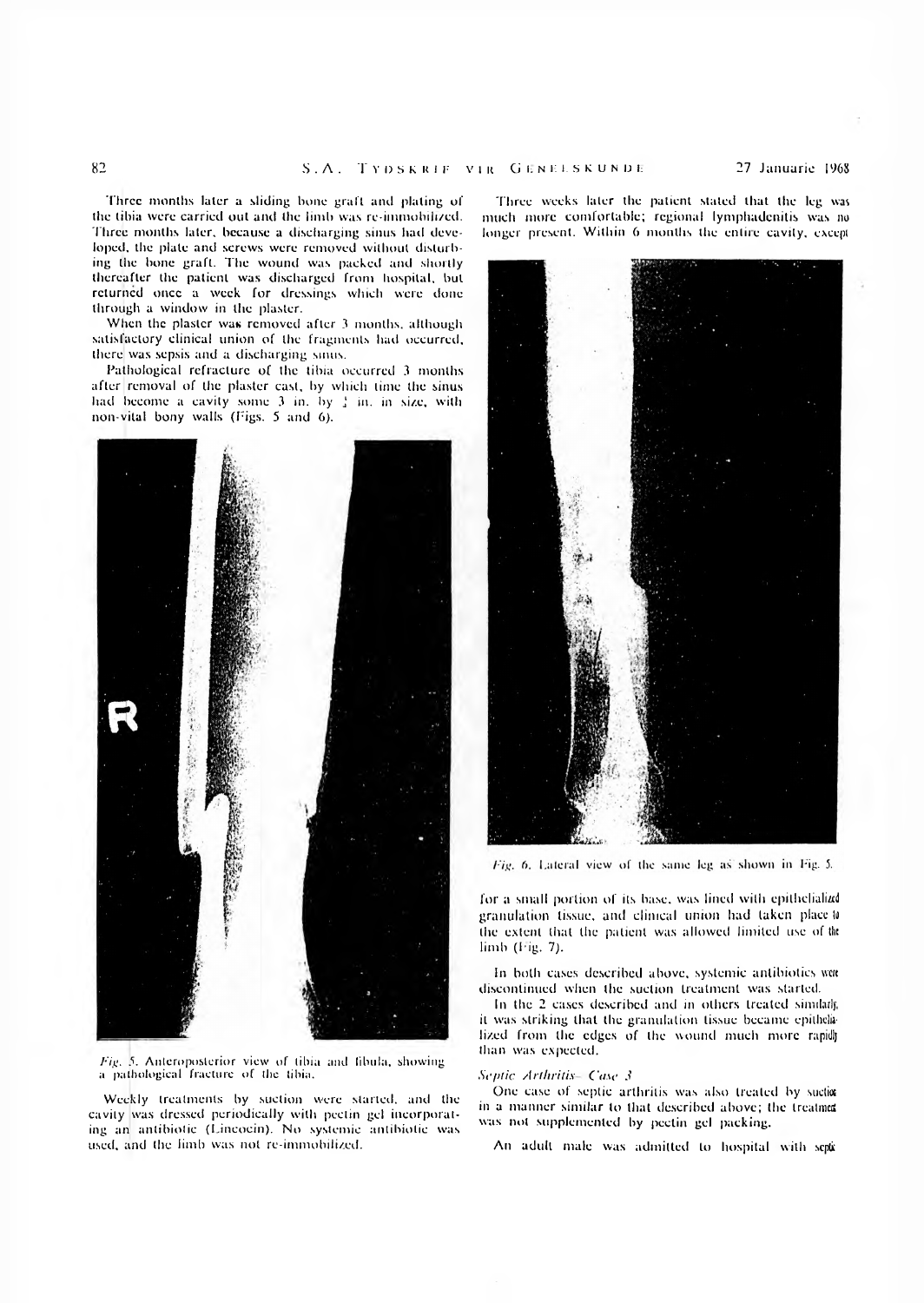Three months later a sliding bone graft and plating of the tibia were carried out and the limb was re-immobilized. Three months later, because a discharging sinus had developed, the plate and screws were removed without disturbing the bone graft. The wound was packed and shortly thereafter the patient was discharged from hospital, but returned once a week for dressings which were done through a window in the plaster.

When the plaster was removed after 3 months, although satisfactory clinical union of the fragments had occurred, there was sepsis and a discharging sinus.

Pathological refracture of the tibia occurred 3 months after removal of the plaster cast, by which time the sinus had become a cavity some 3 in. by ½ in. in size, with non-vital bony walls (Figs. 5 and 6).

*Fig. 5.* Anteroposterior view of tibia and fibula, showing a pathological fracture of the tibia.

Weekly treatments by suction were started, and the cavity was dressed periodically with pectin gel incorporating an antibiotic (Lincocin). No systemic antibiotic was used, and the limb was not re-immobilized.

Three weeks later the patient stated that the leg was much more comfortable; regional lymphadenitis was no longer present. Within 6 months the entire cavity, except for a small portion of its base, was lined with epithelialized granulation tissue, and clinical union had taken place to the extent that the patient was allowed limited use of the limb (Fig. 7).

*Fig. 6.* Lateral view of the same leg as shown in Fig. 5.

In both cases described above, systemic antibiotics were discontinued when the suction treatment was started.

In the 2 cases described and in others treated similarly, it was striking that the granulation tissue became epithelialized from the edges of the wound much more rapidly than was expected.

*Septic Arthritis—Case 3*

One case of septic arthritis was also treated by suction in a manner similar to that described above; the treatment was not supplemented by pectin gel packing.

An adult male was admitted to hospital with septic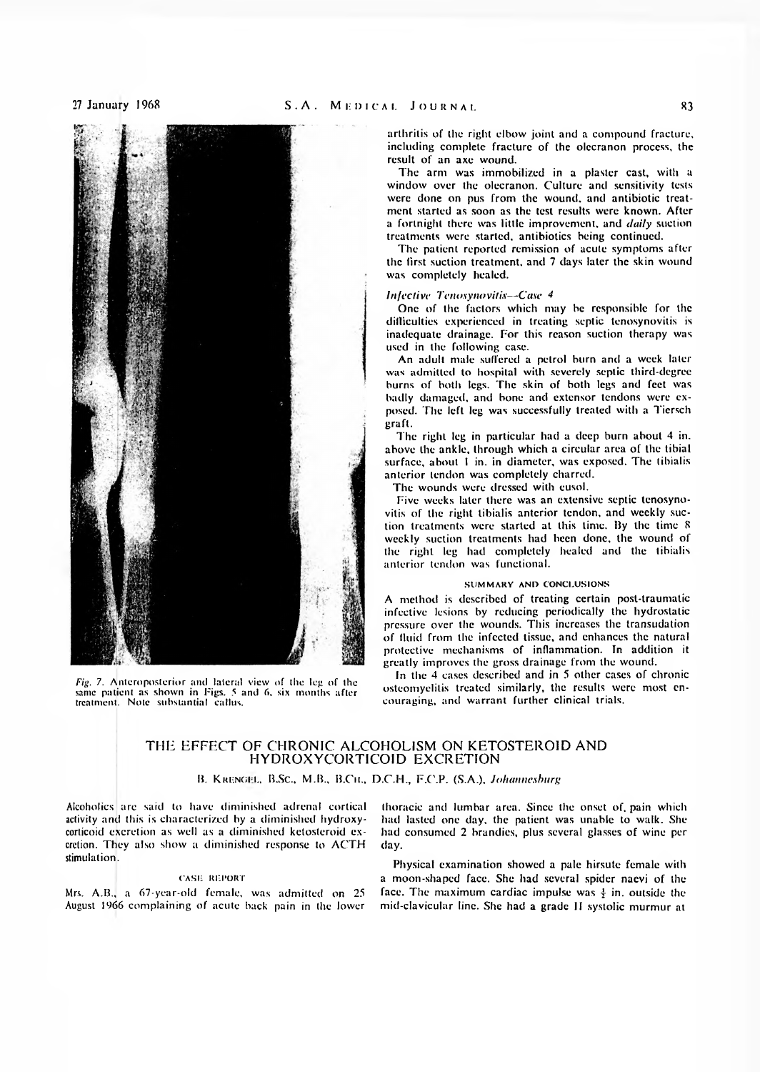*Fig. 7.* Anteroposterior and lateral view of the leg of the same patient as shown in Figs. 5 and 6, six months after treatment. Note substantial callus.

arthritis of the right elbow joint and a compound fracture, including complete fracture of the olecranon process, the result of an axe wound.

The arm was immobilized in a plaster cast, with a window over the olecranon. Culture and sensitivity tests were done on pus from the wound, and antibiotic treatment started as soon as the test results were known. After a fortnight there was little improvement, and *daily* suction treatments were started, antibiotics being continued.

The patient reported remission of acute symptoms after the first suction treatment, and 7 days later the skin wound was completely healed.

### *Infective Tenosynovitis—Case 4*

One of the factors which may be responsible for the difficulties experienced in treating septic tenosynovitis is inadequate drainage. For this reason suction therapy was used in the following case.

An adult male suffered a petrol burn and a week later was admitted to hospital with severely septic third-degree burns of both legs. The skin of both legs and feet was badly damaged, and bone and extensor tendons were exposed. The left leg was successfully treated with a Tiersch graft.

The right leg in particular had a deep burn about 4 in. above the ankle, through which a circular area of the tibial surface, about 1 in. in diameter, was exposed. The tibialis anterior tendon was completely charred.

The wounds were dressed with eusol.

Five weeks later there was an extensive septic tenosynovitis of the right tibialis anterior tendon, and weekly suction treatments were started at this time. By the time 8 weekly suction treatments had been done, the wound of the right leg had completely healed and the tibialis anterior tendon was functional.

## SUMMARY AND CONCLUSIONS

A method is described of treating certain post-traumatic infective lesions by reducing periodically the hydrostatic pressure over the wounds. This increases the transudation of fluid from the infected tissue, and enhances the natural protective mechanisms of inflammation. In addition it greatly improves the gross drainage from the wound.

In the 4 cases described and in 5 other cases of chronic osteomyelitis treated similarly, the results were most encouraging, and warrant further clinical trials.

# THE EFFECT OF CHRONIC ALCOHOLISM ON KETOSTEROID AND HYDROXYCORTICOID EXCRETION

B. Krengel, B.Sc., M.B., B.Ch., D.C.H., F.C.P. (S.A.), *Johannesburg*

Alcoholics are said to have diminished adrenal cortical activity and this is characterized by a diminished hydroxycorticoid excretion as well as a diminished ketosteroid excretion. They also show a diminished response to ACTH stimulation.

## CASE REPORT

Mrs. A.B., a 67-year-old female, was admitted on 25 August 1966 complaining of acute back pain in the lower thoracic and lumbar area. Since the onset of, pain which had lasted one day, the patient was unable to walk. She had consumed 2 brandies, plus several glasses of wine per day.

Physical examination showed a pale hirsute female with a moon-shaped face. She had several spider naevi of the face. The maximum cardiac impulse was ½ in. outside the mid-clavicular line. She had a grade II systolic murmur at